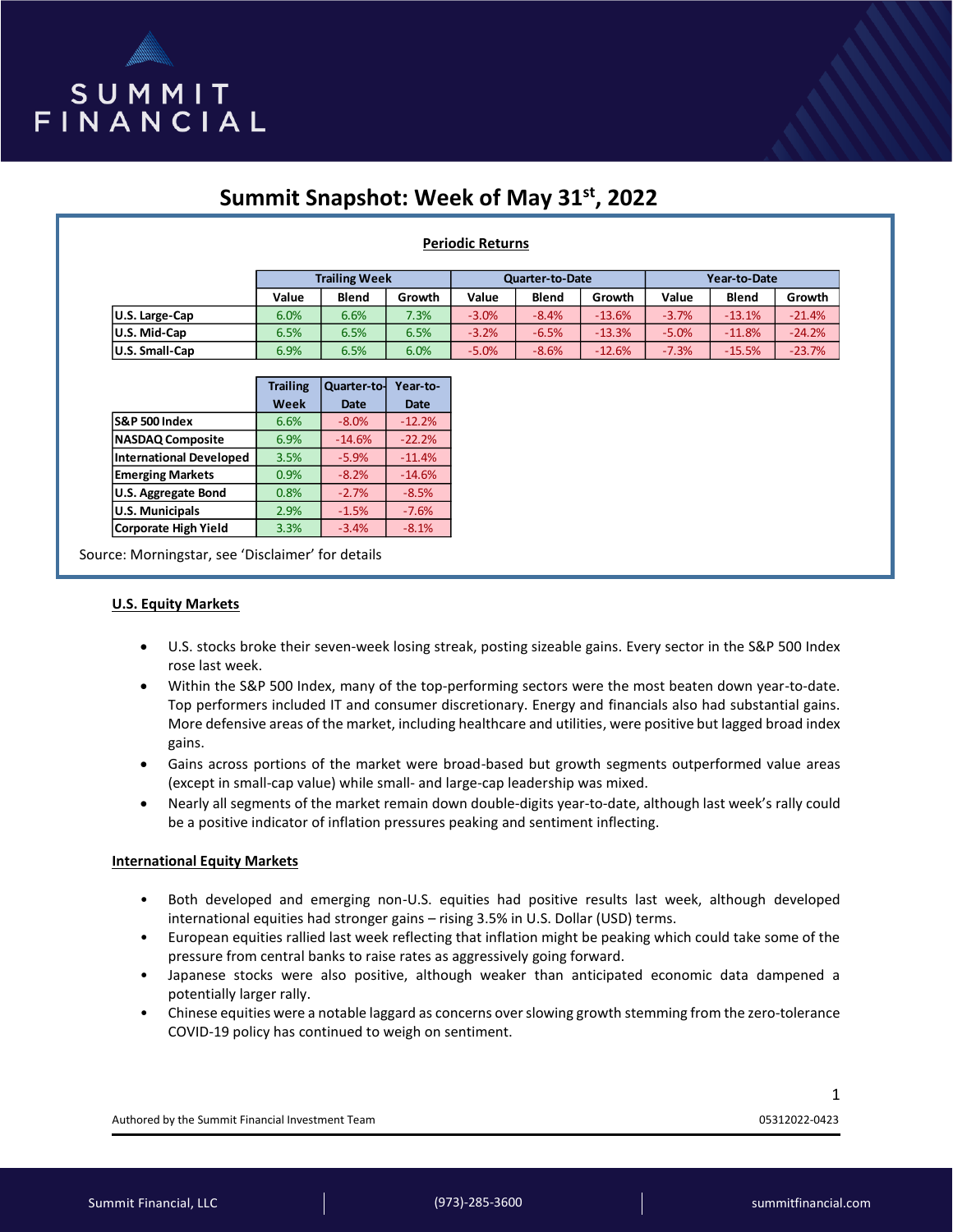SUMMIT FINANCIAL

# Summit Snapshot: Week of May 31st, 2022

**Periodic Returns**

| | Trailing Week | | | Quarter-to-Date | | | Year-to-Date | | |
|---|---|---|---|---|---|---|---|---|---|
| | Value | Blend | Growth | Value | Blend | Growth | Value | Blend | Growth |
| **U.S. Large-Cap** | 6.0% | 6.6% | 7.3% | -3.0% | -8.4% | -13.6% | -3.7% | -13.1% | -21.4% |
| **U.S. Mid-Cap** | 6.5% | 6.5% | 6.5% | -3.2% | -6.5% | -13.3% | -5.0% | -11.8% | -24.2% |
| **U.S. Small-Cap** | 6.9% | 6.5% | 6.0% | -5.0% | -8.6% | -12.6% | -7.3% | -15.5% | -23.7% |

| | Trailing Week | Quarter-to-Date | Year-to-Date |
|---|---|---|---|
| **S&P 500 Index** | 6.6% | -8.0% | -12.2% |
| **NASDAQ Composite** | 6.9% | -14.6% | -22.2% |
| **International Developed** | 3.5% | -5.9% | -11.4% |
| **Emerging Markets** | 0.9% | -8.2% | -14.6% |
| **U.S. Aggregate Bond** | 0.8% | -2.7% | -8.5% |
| **U.S. Municipals** | 2.9% | -1.5% | -7.6% |
| **Corporate High Yield** | 3.3% | -3.4% | -8.1% |

Source: Morningstar, see 'Disclaimer' for details

## U.S. Equity Markets

- U.S. stocks broke their seven-week losing streak, posting sizeable gains. Every sector in the S&P 500 Index rose last week.
- Within the S&P 500 Index, many of the top-performing sectors were the most beaten down year-to-date. Top performers included IT and consumer discretionary. Energy and financials also had substantial gains. More defensive areas of the market, including healthcare and utilities, were positive but lagged broad index gains.
- Gains across portions of the market were broad-based but growth segments outperformed value areas (except in small-cap value) while small- and large-cap leadership was mixed.
- Nearly all segments of the market remain down double-digits year-to-date, although last week's rally could be a positive indicator of inflation pressures peaking and sentiment inflecting.

## International Equity Markets

- Both developed and emerging non-U.S. equities had positive results last week, although developed international equities had stronger gains – rising 3.5% in U.S. Dollar (USD) terms.
- European equities rallied last week reflecting that inflation might be peaking which could take some of the pressure from central banks to raise rates as aggressively going forward.
- Japanese stocks were also positive, although weaker than anticipated economic data dampened a potentially larger rally.
- Chinese equities were a notable laggard as concerns over slowing growth stemming from the zero-tolerance COVID-19 policy has continued to weigh on sentiment.

Authored by the Summit Financial Investment Team

05312022-0423

Summit Financial, LLC | (973)-285-3600 | summitfinancial.com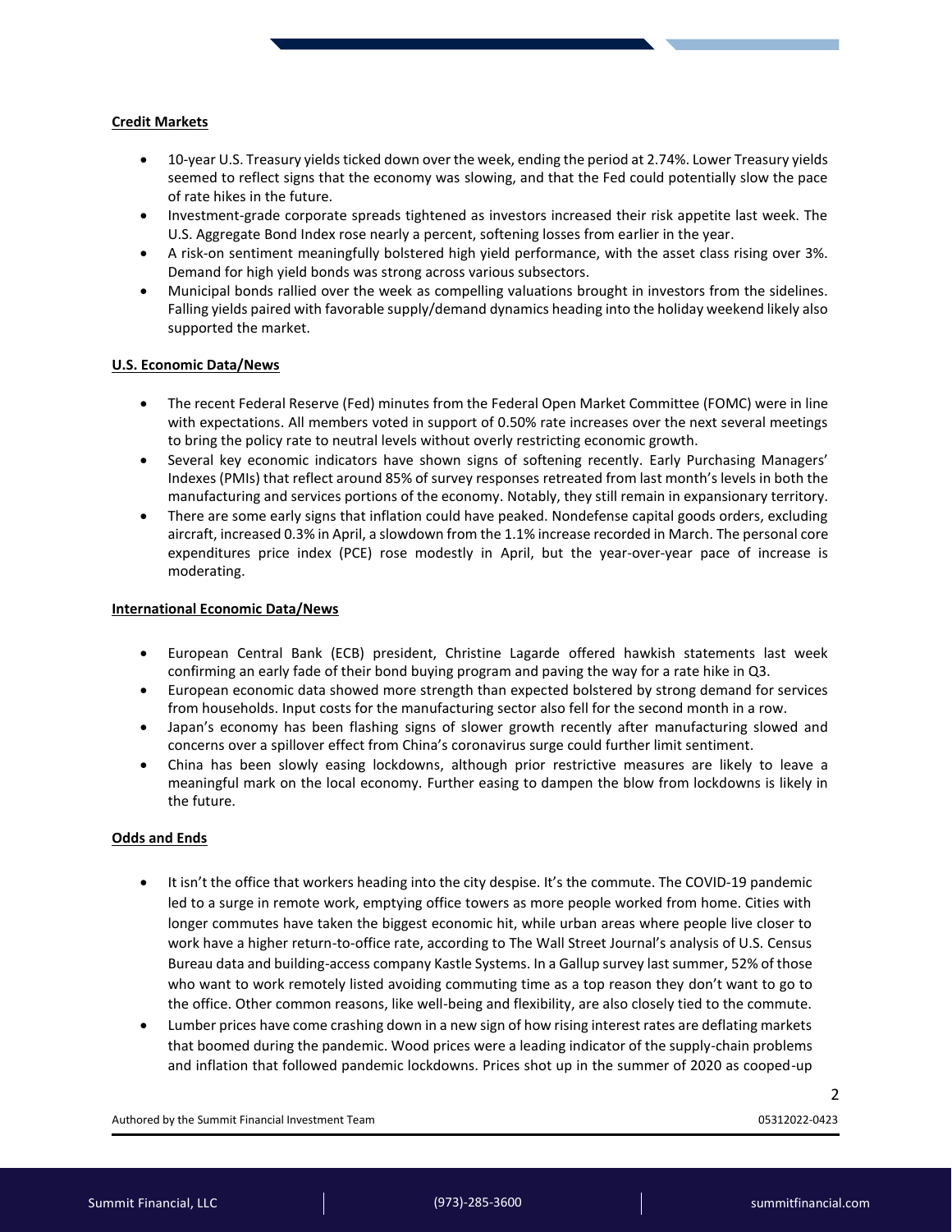**Credit Markets**

- 10-year U.S. Treasury yields ticked down over the week, ending the period at 2.74%. Lower Treasury yields seemed to reflect signs that the economy was slowing, and that the Fed could potentially slow the pace of rate hikes in the future.
- Investment-grade corporate spreads tightened as investors increased their risk appetite last week. The U.S. Aggregate Bond Index rose nearly a percent, softening losses from earlier in the year.
- A risk-on sentiment meaningfully bolstered high yield performance, with the asset class rising over 3%. Demand for high yield bonds was strong across various subsectors.
- Municipal bonds rallied over the week as compelling valuations brought in investors from the sidelines. Falling yields paired with favorable supply/demand dynamics heading into the holiday weekend likely also supported the market.

**U.S. Economic Data/News**

- The recent Federal Reserve (Fed) minutes from the Federal Open Market Committee (FOMC) were in line with expectations. All members voted in support of 0.50% rate increases over the next several meetings to bring the policy rate to neutral levels without overly restricting economic growth.
- Several key economic indicators have shown signs of softening recently. Early Purchasing Managers' Indexes (PMIs) that reflect around 85% of survey responses retreated from last month's levels in both the manufacturing and services portions of the economy. Notably, they still remain in expansionary territory.
- There are some early signs that inflation could have peaked. Nondefense capital goods orders, excluding aircraft, increased 0.3% in April, a slowdown from the 1.1% increase recorded in March. The personal core expenditures price index (PCE) rose modestly in April, but the year-over-year pace of increase is moderating.

**International Economic Data/News**

- European Central Bank (ECB) president, Christine Lagarde offered hawkish statements last week confirming an early fade of their bond buying program and paving the way for a rate hike in Q3.
- European economic data showed more strength than expected bolstered by strong demand for services from households. Input costs for the manufacturing sector also fell for the second month in a row.
- Japan's economy has been flashing signs of slower growth recently after manufacturing slowed and concerns over a spillover effect from China's coronavirus surge could further limit sentiment.
- China has been slowly easing lockdowns, although prior restrictive measures are likely to leave a meaningful mark on the local economy. Further easing to dampen the blow from lockdowns is likely in the future.

**Odds and Ends**

- It isn't the office that workers heading into the city despise. It's the commute. The COVID-19 pandemic led to a surge in remote work, emptying office towers as more people worked from home. Cities with longer commutes have taken the biggest economic hit, while urban areas where people live closer to work have a higher return-to-office rate, according to The Wall Street Journal's analysis of U.S. Census Bureau data and building-access company Kastle Systems. In a Gallup survey last summer, 52% of those who want to work remotely listed avoiding commuting time as a top reason they don't want to go to the office. Other common reasons, like well-being and flexibility, are also closely tied to the commute.
- Lumber prices have come crashing down in a new sign of how rising interest rates are deflating markets that boomed during the pandemic. Wood prices were a leading indicator of the supply-chain problems and inflation that followed pandemic lockdowns. Prices shot up in the summer of 2020 as cooped-up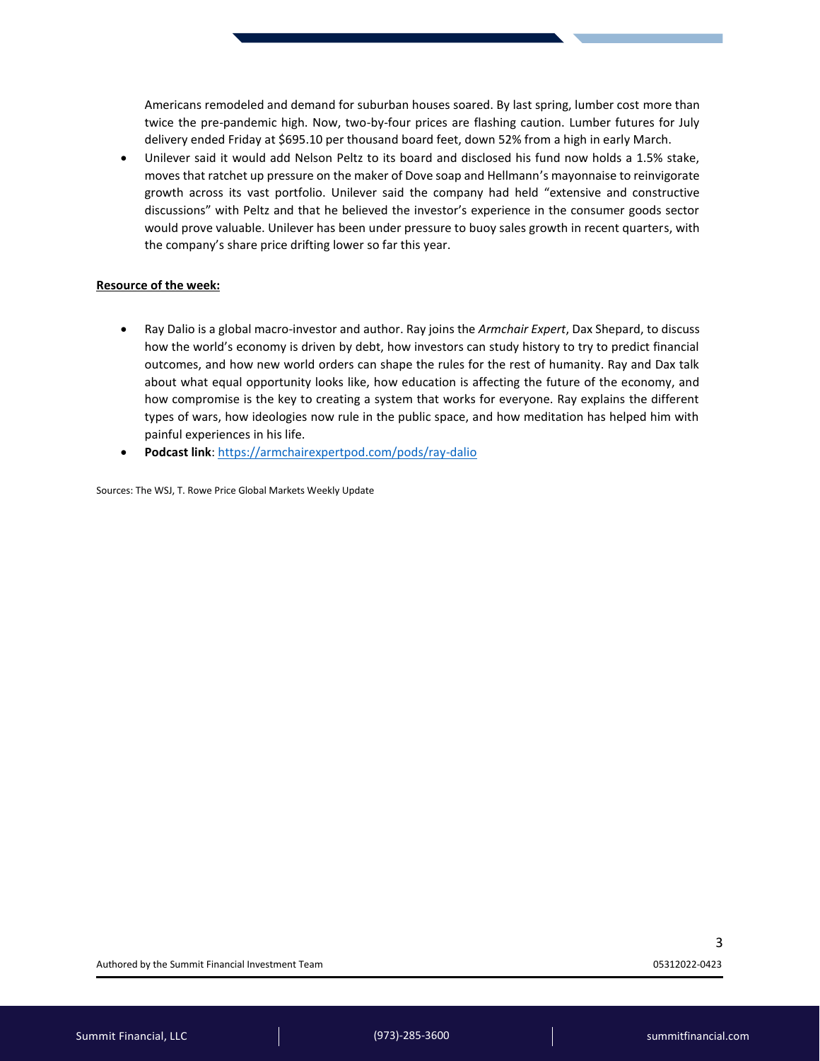Americans remodeled and demand for suburban houses soared. By last spring, lumber cost more than twice the pre-pandemic high. Now, two-by-four prices are flashing caution. Lumber futures for July delivery ended Friday at $695.10 per thousand board feet, down 52% from a high in early March.

- Unilever said it would add Nelson Peltz to its board and disclosed his fund now holds a 1.5% stake, moves that ratchet up pressure on the maker of Dove soap and Hellmann's mayonnaise to reinvigorate growth across its vast portfolio. Unilever said the company had held "extensive and constructive discussions" with Peltz and that he believed the investor's experience in the consumer goods sector would prove valuable. Unilever has been under pressure to buoy sales growth in recent quarters, with the company's share price drifting lower so far this year.

**Resource of the week:**

- Ray Dalio is a global macro-investor and author. Ray joins the *Armchair Expert*, Dax Shepard, to discuss how the world's economy is driven by debt, how investors can study history to try to predict financial outcomes, and how new world orders can shape the rules for the rest of humanity. Ray and Dax talk about what equal opportunity looks like, how education is affecting the future of the economy, and how compromise is the key to creating a system that works for everyone. Ray explains the different types of wars, how ideologies now rule in the public space, and how meditation has helped him with painful experiences in his life.
- **Podcast link**: [https://armchairexpertpod.com/pods/ray-dalio](https://armchairexpertpod.com/pods/ray-dalio)

Sources: The WSJ, T. Rowe Price Global Markets Weekly Update

Authored by the Summit Financial Investment Team 05312022-0423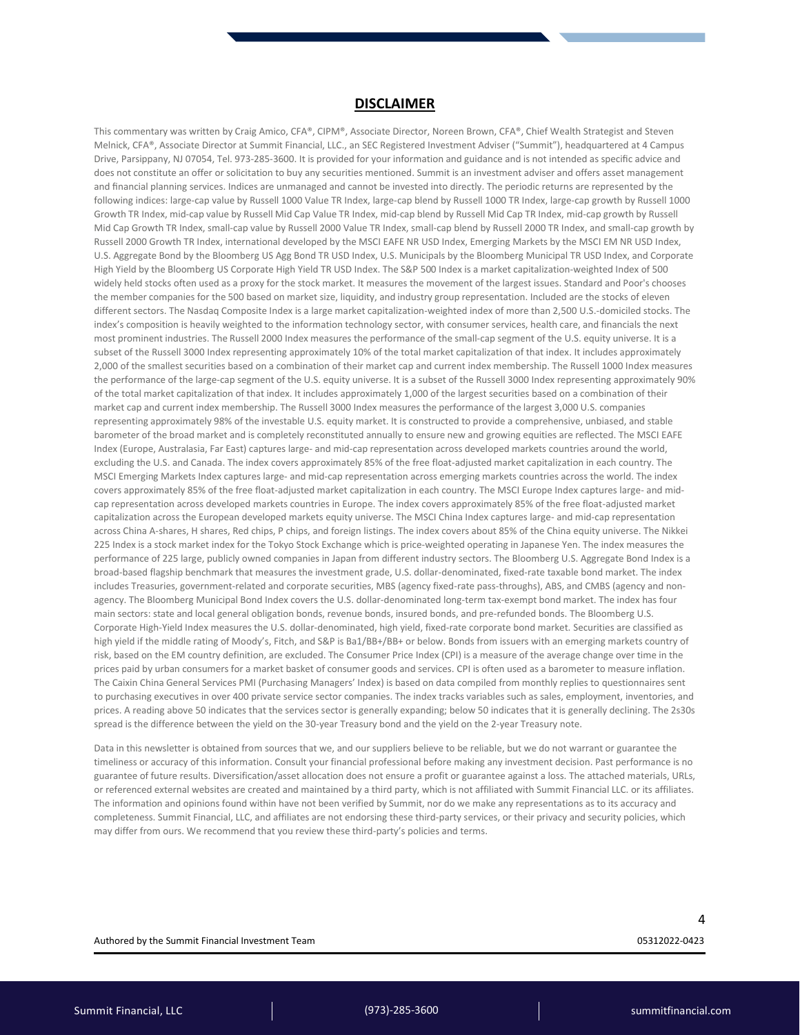## DISCLAIMER

This commentary was written by Craig Amico, CFA®, CIPM®, Associate Director, Noreen Brown, CFA®, Chief Wealth Strategist and Steven Melnick, CFA®, Associate Director at Summit Financial, LLC., an SEC Registered Investment Adviser ("Summit"), headquartered at 4 Campus Drive, Parsippany, NJ 07054, Tel. 973-285-3600. It is provided for your information and guidance and is not intended as specific advice and does not constitute an offer or solicitation to buy any securities mentioned. Summit is an investment adviser and offers asset management and financial planning services. Indices are unmanaged and cannot be invested into directly. The periodic returns are represented by the following indices: large-cap value by Russell 1000 Value TR Index, large-cap blend by Russell 1000 TR Index, large-cap growth by Russell 1000 Growth TR Index, mid-cap value by Russell Mid Cap Value TR Index, mid-cap blend by Russell Mid Cap TR Index, mid-cap growth by Russell Mid Cap Growth TR Index, small-cap value by Russell 2000 Value TR Index, small-cap blend by Russell 2000 TR Index, and small-cap growth by Russell 2000 Growth TR Index, international developed by the MSCI EAFE NR USD Index, Emerging Markets by the MSCI EM NR USD Index, U.S. Aggregate Bond by the Bloomberg US Agg Bond TR USD Index, U.S. Municipals by the Bloomberg Municipal TR USD Index, and Corporate High Yield by the Bloomberg US Corporate High Yield TR USD Index. The S&P 500 Index is a market capitalization-weighted Index of 500 widely held stocks often used as a proxy for the stock market. It measures the movement of the largest issues. Standard and Poor's chooses the member companies for the 500 based on market size, liquidity, and industry group representation. Included are the stocks of eleven different sectors. The Nasdaq Composite Index is a large market capitalization-weighted index of more than 2,500 U.S.-domiciled stocks. The index's composition is heavily weighted to the information technology sector, with consumer services, health care, and financials the next most prominent industries. The Russell 2000 Index measures the performance of the small-cap segment of the U.S. equity universe. It is a subset of the Russell 3000 Index representing approximately 10% of the total market capitalization of that index. It includes approximately 2,000 of the smallest securities based on a combination of their market cap and current index membership. The Russell 1000 Index measures the performance of the large-cap segment of the U.S. equity universe. It is a subset of the Russell 3000 Index representing approximately 90% of the total market capitalization of that index. It includes approximately 1,000 of the largest securities based on a combination of their market cap and current index membership. The Russell 3000 Index measures the performance of the largest 3,000 U.S. companies representing approximately 98% of the investable U.S. equity market. It is constructed to provide a comprehensive, unbiased, and stable barometer of the broad market and is completely reconstituted annually to ensure new and growing equities are reflected. The MSCI EAFE Index (Europe, Australasia, Far East) captures large- and mid-cap representation across developed markets countries around the world, excluding the U.S. and Canada. The index covers approximately 85% of the free float-adjusted market capitalization in each country. The MSCI Emerging Markets Index captures large- and mid-cap representation across emerging markets countries across the world. The index covers approximately 85% of the free float-adjusted market capitalization in each country. The MSCI Europe Index captures large- and mid-cap representation across developed markets countries in Europe. The index covers approximately 85% of the free float-adjusted market capitalization across the European developed markets equity universe. The MSCI China Index captures large- and mid-cap representation across China A-shares, H shares, Red chips, P chips, and foreign listings. The index covers about 85% of the China equity universe. The Nikkei 225 Index is a stock market index for the Tokyo Stock Exchange which is price-weighted operating in Japanese Yen. The index measures the performance of 225 large, publicly owned companies in Japan from different industry sectors. The Bloomberg U.S. Aggregate Bond Index is a broad-based flagship benchmark that measures the investment grade, U.S. dollar-denominated, fixed-rate taxable bond market. The index includes Treasuries, government-related and corporate securities, MBS (agency fixed-rate pass-throughs), ABS, and CMBS (agency and non-agency. The Bloomberg Municipal Bond Index covers the U.S. dollar-denominated long-term tax-exempt bond market. The index has four main sectors: state and local general obligation bonds, revenue bonds, insured bonds, and pre-refunded bonds. The Bloomberg U.S. Corporate High-Yield Index measures the U.S. dollar-denominated, high yield, fixed-rate corporate bond market. Securities are classified as high yield if the middle rating of Moody's, Fitch, and S&P is Ba1/BB+/BB+ or below. Bonds from issuers with an emerging markets country of risk, based on the EM country definition, are excluded. The Consumer Price Index (CPI) is a measure of the average change over time in the prices paid by urban consumers for a market basket of consumer goods and services. CPI is often used as a barometer to measure inflation. The Caixin China General Services PMI (Purchasing Managers' Index) is based on data compiled from monthly replies to questionnaires sent to purchasing executives in over 400 private service sector companies. The index tracks variables such as sales, employment, inventories, and prices. A reading above 50 indicates that the services sector is generally expanding; below 50 indicates that it is generally declining. The 2s30s spread is the difference between the yield on the 30-year Treasury bond and the yield on the 2-year Treasury note.

Data in this newsletter is obtained from sources that we, and our suppliers believe to be reliable, but we do not warrant or guarantee the timeliness or accuracy of this information. Consult your financial professional before making any investment decision. Past performance is no guarantee of future results. Diversification/asset allocation does not ensure a profit or guarantee against a loss. The attached materials, URLs, or referenced external websites are created and maintained by a third party, which is not affiliated with Summit Financial LLC. or its affiliates. The information and opinions found within have not been verified by Summit, nor do we make any representations as to its accuracy and completeness. Summit Financial, LLC, and affiliates are not endorsing these third-party services, or their privacy and security policies, which may differ from ours. We recommend that you review these third-party's policies and terms.

Authored by the Summit Financial Investment Team

05312022-0423